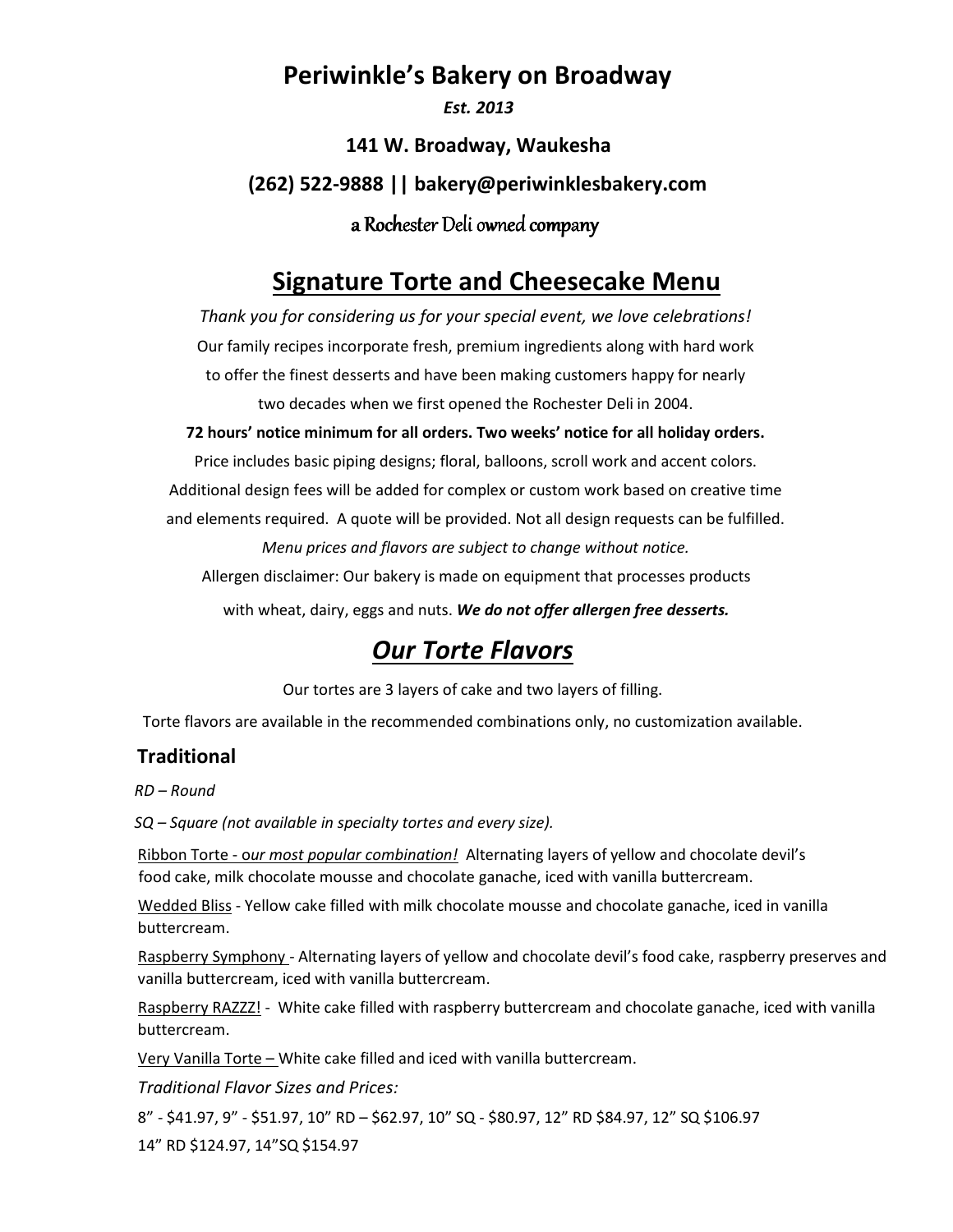# Periwinkle's Bakery on Broadway

***Est. 2013***

**141 W. Broadway, Waukesha**

**(262) 522-9888 || bakery@periwinklesbakery.com**

a Rochester Deli owned company

## Signature Torte and Cheesecake Menu

*Thank you for considering us for your special event, we love celebrations!*

Our family recipes incorporate fresh, premium ingredients along with hard work to offer the finest desserts and have been making customers happy for nearly two decades when we first opened the Rochester Deli in 2004.

**72 hours' notice minimum for all orders. Two weeks' notice for all holiday orders.**

Price includes basic piping designs; floral, balloons, scroll work and accent colors. Additional design fees will be added for complex or custom work based on creative time and elements required. A quote will be provided. Not all design requests can be fulfilled.

*Menu prices and flavors are subject to change without notice.*

Allergen disclaimer: Our bakery is made on equipment that processes products with wheat, dairy, eggs and nuts. ***We do not offer allergen free desserts.***

## *Our Torte Flavors*

Our tortes are 3 layers of cake and two layers of filling.

Torte flavors are available in the recommended combinations only, no customization available.

### Traditional

*RD – Round*

*SQ – Square (not available in specialty tortes and every size).*

Ribbon Torte - *our most popular combination!* Alternating layers of yellow and chocolate devil's food cake, milk chocolate mousse and chocolate ganache, iced with vanilla buttercream.

Wedded Bliss - Yellow cake filled with milk chocolate mousse and chocolate ganache, iced in vanilla buttercream.

Raspberry Symphony - Alternating layers of yellow and chocolate devil's food cake, raspberry preserves and vanilla buttercream, iced with vanilla buttercream.

Raspberry RAZZZ! - White cake filled with raspberry buttercream and chocolate ganache, iced with vanilla buttercream.

Very Vanilla Torte – White cake filled and iced with vanilla buttercream.

*Traditional Flavor Sizes and Prices:*

8" - $41.97, 9" - $51.97, 10" RD – $62.97, 10" SQ - $80.97, 12" RD $84.97, 12" SQ $106.97

14" RD $124.97, 14"SQ $154.97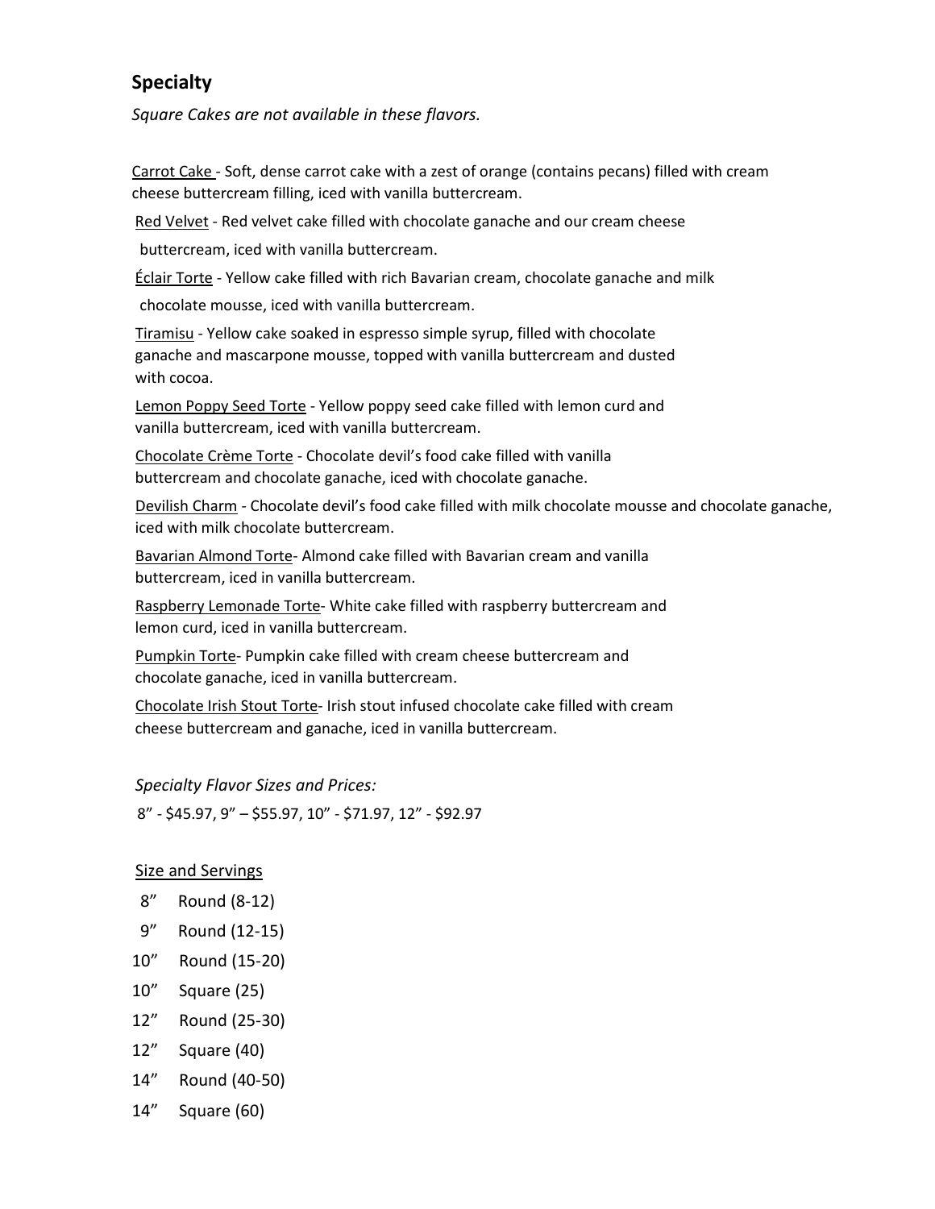## Specialty

*Square Cakes are not available in these flavors.*

Carrot Cake - Soft, dense carrot cake with a zest of orange (contains pecans) filled with cream cheese buttercream filling, iced with vanilla buttercream.

Red Velvet - Red velvet cake filled with chocolate ganache and our cream cheese buttercream, iced with vanilla buttercream.

Éclair Torte - Yellow cake filled with rich Bavarian cream, chocolate ganache and milk chocolate mousse, iced with vanilla buttercream.

Tiramisu - Yellow cake soaked in espresso simple syrup, filled with chocolate ganache and mascarpone mousse, topped with vanilla buttercream and dusted with cocoa.

Lemon Poppy Seed Torte - Yellow poppy seed cake filled with lemon curd and vanilla buttercream, iced with vanilla buttercream.

Chocolate Crème Torte - Chocolate devil's food cake filled with vanilla buttercream and chocolate ganache, iced with chocolate ganache.

Devilish Charm - Chocolate devil's food cake filled with milk chocolate mousse and chocolate ganache, iced with milk chocolate buttercream.

Bavarian Almond Torte- Almond cake filled with Bavarian cream and vanilla buttercream, iced in vanilla buttercream.

Raspberry Lemonade Torte- White cake filled with raspberry buttercream and lemon curd, iced in vanilla buttercream.

Pumpkin Torte- Pumpkin cake filled with cream cheese buttercream and chocolate ganache, iced in vanilla buttercream.

Chocolate Irish Stout Torte- Irish stout infused chocolate cake filled with cream cheese buttercream and ganache, iced in vanilla buttercream.

*Specialty Flavor Sizes and Prices:*

8" - $45.97, 9" – $55.97, 10" - $71.97, 12" - $92.97

Size and Servings

- 8" Round (8-12)
- 9" Round (12-15)
- 10" Round (15-20)
- 10" Square (25)
- 12" Round (25-30)
- 12" Square (40)
- 14" Round (40-50)
- 14" Square (60)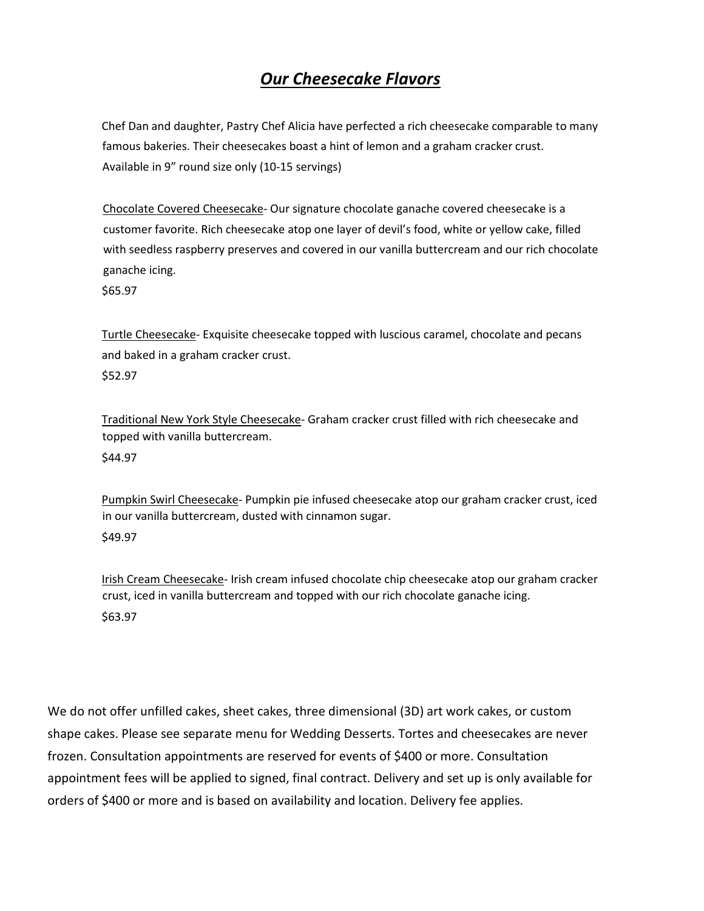# ***Our Cheesecake Flavors***

Chef Dan and daughter, Pastry Chef Alicia have perfected a rich cheesecake comparable to many famous bakeries. Their cheesecakes boast a hint of lemon and a graham cracker crust. Available in 9" round size only (10-15 servings)

Chocolate Covered Cheesecake- Our signature chocolate ganache covered cheesecake is a customer favorite. Rich cheesecake atop one layer of devil's food, white or yellow cake, filled with seedless raspberry preserves and covered in our vanilla buttercream and our rich chocolate ganache icing.
$65.97

Turtle Cheesecake- Exquisite cheesecake topped with luscious caramel, chocolate and pecans and baked in a graham cracker crust.
$52.97

Traditional New York Style Cheesecake- Graham cracker crust filled with rich cheesecake and topped with vanilla buttercream.
$44.97

Pumpkin Swirl Cheesecake- Pumpkin pie infused cheesecake atop our graham cracker crust, iced in our vanilla buttercream, dusted with cinnamon sugar.
$49.97

Irish Cream Cheesecake- Irish cream infused chocolate chip cheesecake atop our graham cracker crust, iced in vanilla buttercream and topped with our rich chocolate ganache icing.
$63.97

We do not offer unfilled cakes, sheet cakes, three dimensional (3D) art work cakes, or custom shape cakes. Please see separate menu for Wedding Desserts. Tortes and cheesecakes are never frozen. Consultation appointments are reserved for events of $400 or more. Consultation appointment fees will be applied to signed, final contract. Delivery and set up is only available for orders of $400 or more and is based on availability and location. Delivery fee applies.